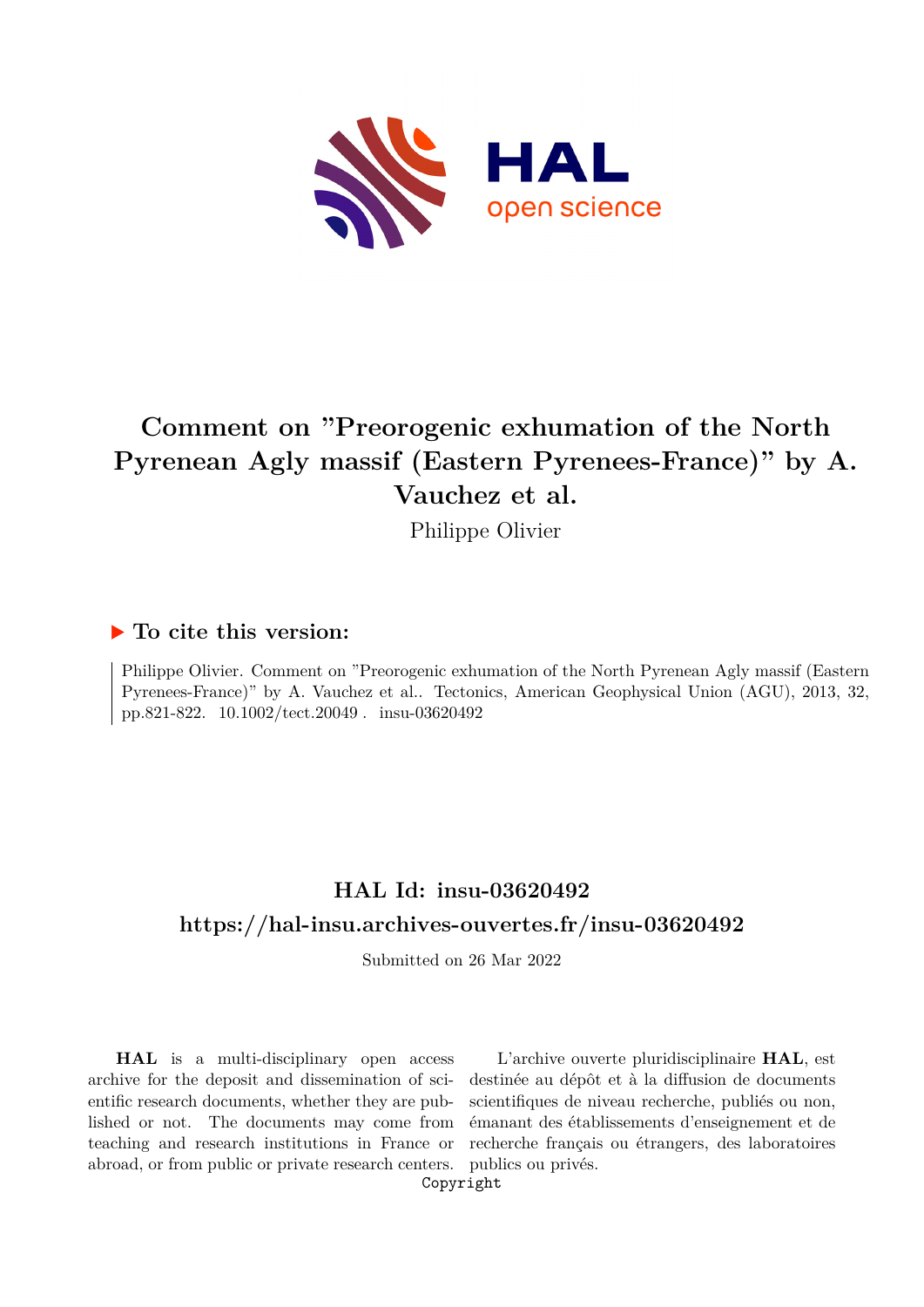# Comment on "Preorogenic exhumation of the North Pyrenean Agly massif (Eastern Pyrenees-France)" by A. Vauchez et al.

Philippe Olivier

## ▶ To cite this version:

Philippe Olivier. Comment on "Preorogenic exhumation of the North Pyrenean Agly massif (Eastern Pyrenees-France)" by A. Vauchez et al.. Tectonics, American Geophysical Union (AGU), 2013, 32, pp.821-822. 10.1002/tect.20049 . insu-03620492

## HAL Id: insu-03620492

## https://hal-insu.archives-ouvertes.fr/insu-03620492

Submitted on 26 Mar 2022

**HAL** is a multi-disciplinary open access archive for the deposit and dissemination of scientific research documents, whether they are published or not. The documents may come from teaching and research institutions in France or abroad, or from public or private research centers.

L'archive ouverte pluridisciplinaire **HAL**, est destinée au dépôt et à la diffusion de documents scientifiques de niveau recherche, publiés ou non, émanant des établissements d'enseignement et de recherche français ou étrangers, des laboratoires publics ou privés.

Copyright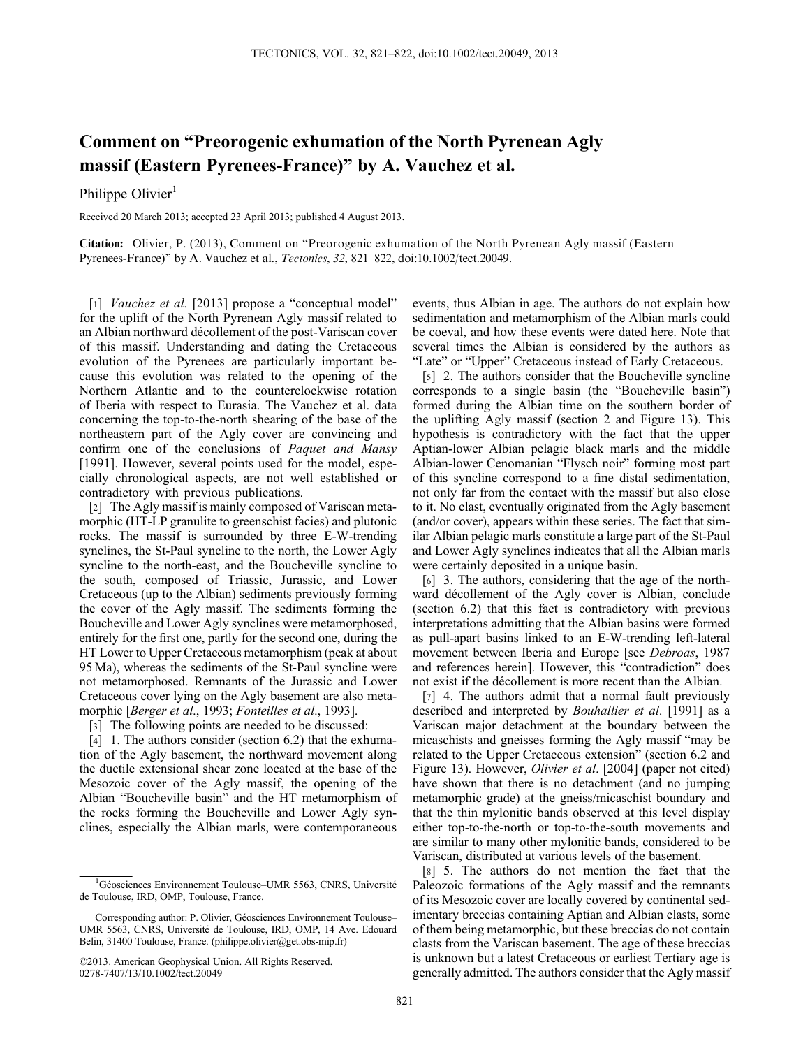# Comment on "Preorogenic exhumation of the North Pyrenean Agly massif (Eastern Pyrenees-France)" by A. Vauchez et al.

Philippe Olivier[1]

Received 20 March 2013; accepted 23 April 2013; published 4 August 2013.

**Citation:** Olivier, P. (2013), Comment on "Preorogenic exhumation of the North Pyrenean Agly massif (Eastern Pyrenees-France)" by A. Vauchez et al., *Tectonics*, *32*, 821–822, doi:10.1002/tect.20049.

[1] *Vauchez et al.* [2013] propose a "conceptual model" for the uplift of the North Pyrenean Agly massif related to an Albian northward décollement of the post-Variscan cover of this massif. Understanding and dating the Cretaceous evolution of the Pyrenees are particularly important because this evolution was related to the opening of the Northern Atlantic and to the counterclockwise rotation of Iberia with respect to Eurasia. The Vauchez et al. data concerning the top-to-the-north shearing of the base of the northeastern part of the Agly cover are convincing and confirm one of the conclusions of *Paquet and Mansy* [1991]. However, several points used for the model, especially chronological aspects, are not well established or contradictory with previous publications.

[2] The Agly massif is mainly composed of Variscan metamorphic (HT-LP granulite to greenschist facies) and plutonic rocks. The massif is surrounded by three E-W-trending synclines, the St-Paul syncline to the north, the Lower Agly syncline to the north-east, and the Boucheville syncline to the south, composed of Triassic, Jurassic, and Lower Cretaceous (up to the Albian) sediments previously forming the cover of the Agly massif. The sediments forming the Boucheville and Lower Agly synclines were metamorphosed, entirely for the first one, partly for the second one, during the HT Lower to Upper Cretaceous metamorphism (peak at about 95 Ma), whereas the sediments of the St-Paul syncline were not metamorphosed. Remnants of the Jurassic and Lower Cretaceous cover lying on the Agly basement are also metamorphic [*Berger et al.*, 1993; *Fonteilles et al.*, 1993].

[3] The following points are needed to be discussed:

[4] 1. The authors consider (section 6.2) that the exhumation of the Agly basement, the northward movement along the ductile extensional shear zone located at the base of the Mesozoic cover of the Agly massif, the opening of the Albian "Boucheville basin" and the HT metamorphism of the rocks forming the Boucheville and Lower Agly synclines, especially the Albian marls, were contemporaneous events, thus Albian in age. The authors do not explain how sedimentation and metamorphism of the Albian marls could be coeval, and how these events were dated here. Note that several times the Albian is considered by the authors as "Late" or "Upper" Cretaceous instead of Early Cretaceous.

[5] 2. The authors consider that the Boucheville syncline corresponds to a single basin (the "Boucheville basin") formed during the Albian time on the southern border of the uplifting Agly massif (section 2 and Figure 13). This hypothesis is contradictory with the fact that the upper Aptian-lower Albian pelagic black marls and the middle Albian-lower Cenomanian "Flysch noir" forming most part of this syncline correspond to a fine distal sedimentation, not only far from the contact with the massif but also close to it. No clast, eventually originated from the Agly basement (and/or cover), appears within these series. The fact that similar Albian pelagic marls constitute a large part of the St-Paul and Lower Agly synclines indicates that all the Albian marls were certainly deposited in a unique basin.

[6] 3. The authors, considering that the age of the northward décollement of the Agly cover is Albian, conclude (section 6.2) that this fact is contradictory with previous interpretations admitting that the Albian basins were formed as pull-apart basins linked to an E-W-trending left-lateral movement between Iberia and Europe [see *Debroas*, 1987 and references herein]. However, this "contradiction" does not exist if the décollement is more recent than the Albian.

[7] 4. The authors admit that a normal fault previously described and interpreted by *Bouhallier et al*. [1991] as a Variscan major detachment at the boundary between the micaschists and gneisses forming the Agly massif "may be related to the Upper Cretaceous extension" (section 6.2 and Figure 13). However, *Olivier et al*. [2004] (paper not cited) have shown that there is no detachment (and no jumping metamorphic grade) at the gneiss/micaschist boundary and that the thin mylonitic bands observed at this level display either top-to-the-north or top-to-the-south movements and are similar to many other mylonitic bands, considered to be Variscan, distributed at various levels of the basement.

[8] 5. The authors do not mention the fact that the Paleozoic formations of the Agly massif and the remnants of its Mesozoic cover are locally covered by continental sedimentary breccias containing Aptian and Albian clasts, some of them being metamorphic, but these breccias do not contain clasts from the Variscan basement. The age of these breccias is unknown but a latest Cretaceous or earliest Tertiary age is generally admitted. The authors consider that the Agly massif

[1]Géosciences Environnement Toulouse–UMR 5563, CNRS, Université de Toulouse, IRD, OMP, Toulouse, France.

Corresponding author: P. Olivier, Géosciences Environnement Toulouse–UMR 5563, CNRS, Université de Toulouse, IRD, OMP, 14 Ave. Edouard Belin, 31400 Toulouse, France. (philippe.olivier@get.obs-mip.fr)

©2013. American Geophysical Union. All Rights Reserved.
0278-7407/13/10.1002/tect.20049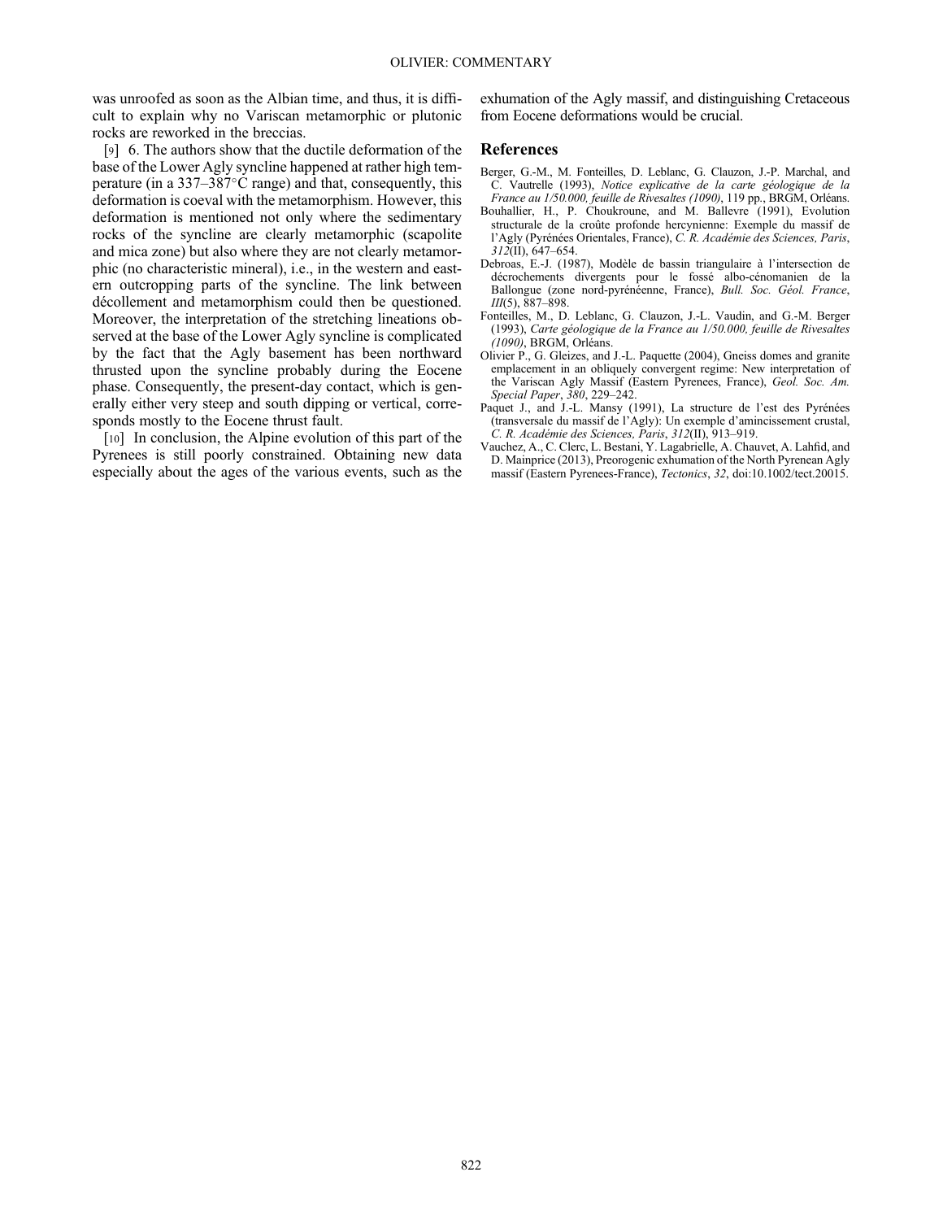was unroofed as soon as the Albian time, and thus, it is difficult to explain why no Variscan metamorphic or plutonic rocks are reworked in the breccias.

[9] 6. The authors show that the ductile deformation of the base of the Lower Agly syncline happened at rather high temperature (in a 337–387°C range) and that, consequently, this deformation is coeval with the metamorphism. However, this deformation is mentioned not only where the sedimentary rocks of the syncline are clearly metamorphic (scapolite and mica zone) but also where they are not clearly metamorphic (no characteristic mineral), i.e., in the western and eastern outcropping parts of the syncline. The link between décollement and metamorphism could then be questioned. Moreover, the interpretation of the stretching lineations observed at the base of the Lower Agly syncline is complicated by the fact that the Agly basement has been northward thrusted upon the syncline probably during the Eocene phase. Consequently, the present-day contact, which is generally either very steep and south dipping or vertical, corresponds mostly to the Eocene thrust fault.

[10] In conclusion, the Alpine evolution of this part of the Pyrenees is still poorly constrained. Obtaining new data especially about the ages of the various events, such as the exhumation of the Agly massif, and distinguishing Cretaceous from Eocene deformations would be crucial.

## References

Berger, G.-M., M. Fonteilles, D. Leblanc, G. Clauzon, J.-P. Marchal, and C. Vautrelle (1993), *Notice explicative de la carte géologique de la France au 1/50.000, feuille de Rivesaltes (1090)*, 119 pp., BRGM, Orléans.

Bouhallier, H., P. Choukroune, and M. Ballevre (1991), Evolution structurale de la croûte profonde hercynienne: Exemple du massif de l'Agly (Pyrénées Orientales, France), *C. R. Académie des Sciences, Paris*, *312*(II), 647–654.

Debroas, E.-J. (1987), Modèle de bassin triangulaire à l'intersection de décrochements divergents pour le fossé albo-cénomanien de la Ballongue (zone nord-pyrénéenne, France), *Bull. Soc. Géol. France*, *III*(5), 887–898.

Fonteilles, M., D. Leblanc, G. Clauzon, J.-L. Vaudin, and G.-M. Berger (1993), *Carte géologique de la France au 1/50.000, feuille de Rivesaltes (1090)*, BRGM, Orléans.

Olivier P., G. Gleizes, and J.-L. Paquette (2004), Gneiss domes and granite emplacement in an obliquely convergent regime: New interpretation of the Variscan Agly Massif (Eastern Pyrenees, France), *Geol. Soc. Am. Special Paper*, *380*, 229–242.

Paquet J., and J.-L. Mansy (1991), La structure de l'est des Pyrénées (transversale du massif de l'Agly): Un exemple d'amincissement crustal, *C. R. Académie des Sciences, Paris*, *312*(II), 913–919.

Vauchez, A., C. Clerc, L. Bestani, Y. Lagabrielle, A. Chauvet, A. Lahfid, and D. Mainprice (2013), Preorogenic exhumation of the North Pyrenean Agly massif (Eastern Pyrenees-France), *Tectonics*, *32*, doi:10.1002/tect.20015.